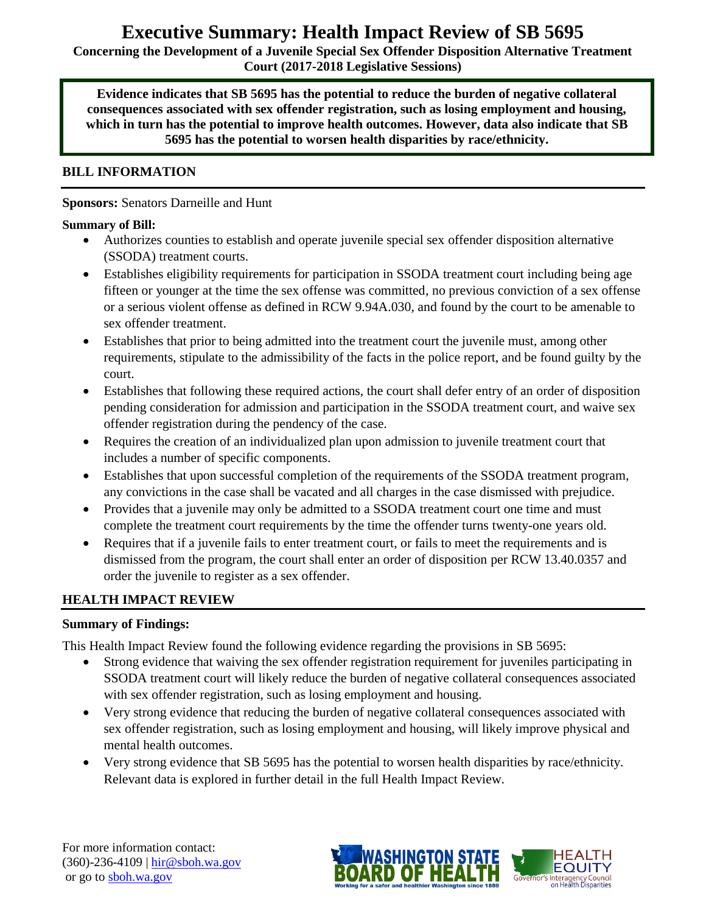# Executive Summary: Health Impact Review of SB 5695

**Concerning the Development of a Juvenile Special Sex Offender Disposition Alternative Treatment Court (2017-2018 Legislative Sessions)**

**Evidence indicates that SB 5695 has the potential to reduce the burden of negative collateral consequences associated with sex offender registration, such as losing employment and housing, which in turn has the potential to improve health outcomes. However, data also indicate that SB 5695 has the potential to worsen health disparities by race/ethnicity.**

## BILL INFORMATION

**Sponsors:** Senators Darneille and Hunt

**Summary of Bill:**

- Authorizes counties to establish and operate juvenile special sex offender disposition alternative (SSODA) treatment courts.
- Establishes eligibility requirements for participation in SSODA treatment court including being age fifteen or younger at the time the sex offense was committed, no previous conviction of a sex offense or a serious violent offense as defined in RCW 9.94A.030, and found by the court to be amenable to sex offender treatment.
- Establishes that prior to being admitted into the treatment court the juvenile must, among other requirements, stipulate to the admissibility of the facts in the police report, and be found guilty by the court.
- Establishes that following these required actions, the court shall defer entry of an order of disposition pending consideration for admission and participation in the SSODA treatment court, and waive sex offender registration during the pendency of the case.
- Requires the creation of an individualized plan upon admission to juvenile treatment court that includes a number of specific components.
- Establishes that upon successful completion of the requirements of the SSODA treatment program, any convictions in the case shall be vacated and all charges in the case dismissed with prejudice.
- Provides that a juvenile may only be admitted to a SSODA treatment court one time and must complete the treatment court requirements by the time the offender turns twenty-one years old.
- Requires that if a juvenile fails to enter treatment court, or fails to meet the requirements and is dismissed from the program, the court shall enter an order of disposition per RCW 13.40.0357 and order the juvenile to register as a sex offender.

## HEALTH IMPACT REVIEW

**Summary of Findings:**

This Health Impact Review found the following evidence regarding the provisions in SB 5695:

- Strong evidence that waiving the sex offender registration requirement for juveniles participating in SSODA treatment court will likely reduce the burden of negative collateral consequences associated with sex offender registration, such as losing employment and housing.
- Very strong evidence that reducing the burden of negative collateral consequences associated with sex offender registration, such as losing employment and housing, will likely improve physical and mental health outcomes.
- Very strong evidence that SB 5695 has the potential to worsen health disparities by race/ethnicity. Relevant data is explored in further detail in the full Health Impact Review.

For more information contact:
(360)-236-4109 | [hir@sboh.wa.gov](mailto:hir@sboh.wa.gov)
or go to [sboh.wa.gov](http://sboh.wa.gov)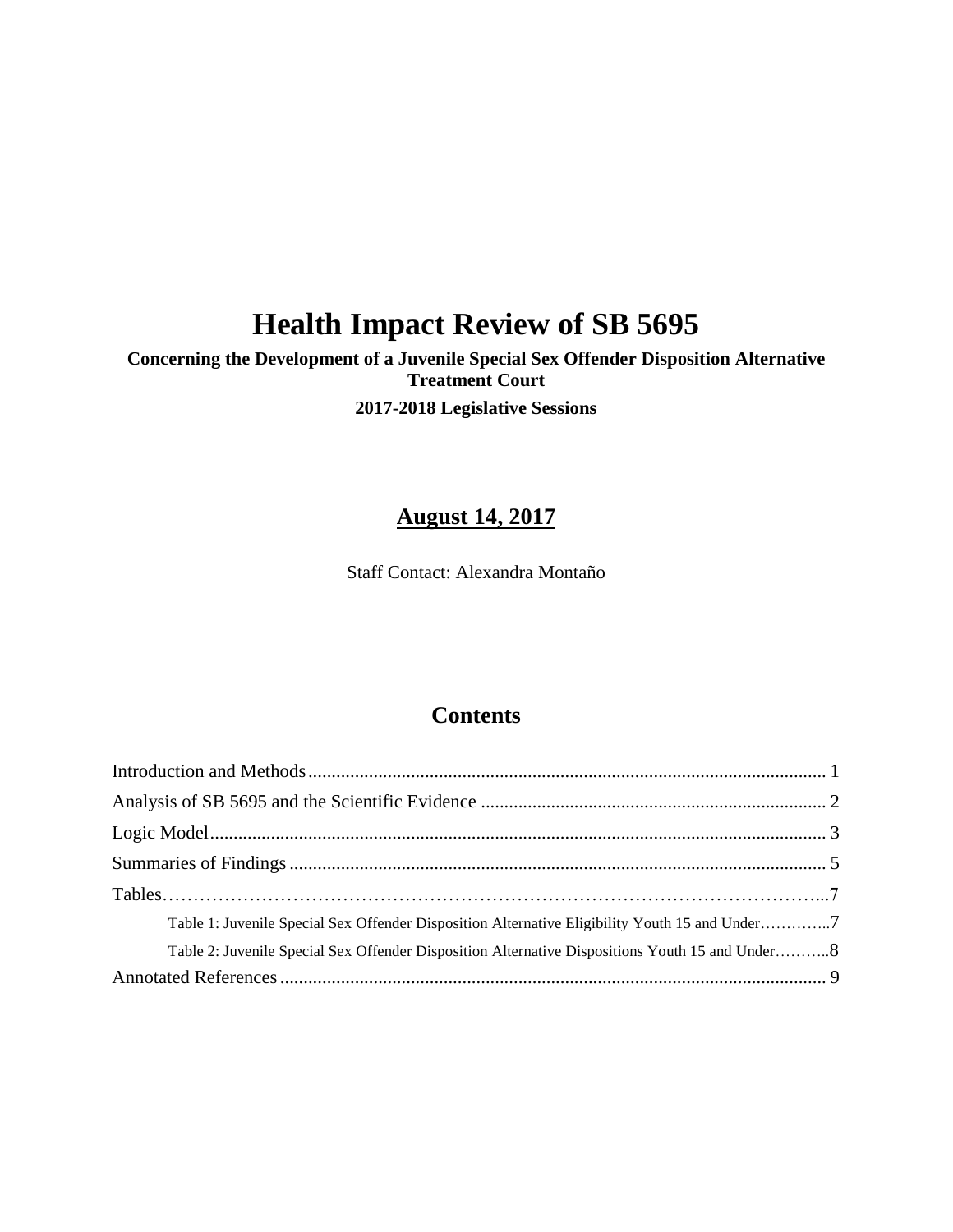# Health Impact Review of SB 5695

**Concerning the Development of a Juvenile Special Sex Offender Disposition Alternative Treatment Court**

**2017-2018 Legislative Sessions**

## August 14, 2017

Staff Contact: Alexandra Montaño

## Contents

Introduction and Methods ........................................................................................................ 1

Analysis of SB 5695 and the Scientific Evidence ........................................................................ 2

Logic Model................................................................................................................................ 3

Summaries of Findings ............................................................................................................... 5

Tables……………………………………………………………………………………………...7

- Table 1: Juvenile Special Sex Offender Disposition Alternative Eligibility Youth 15 and Under…………..7
- Table 2: Juvenile Special Sex Offender Disposition Alternative Dispositions Youth 15 and Under………..8

Annotated References ................................................................................................................. 9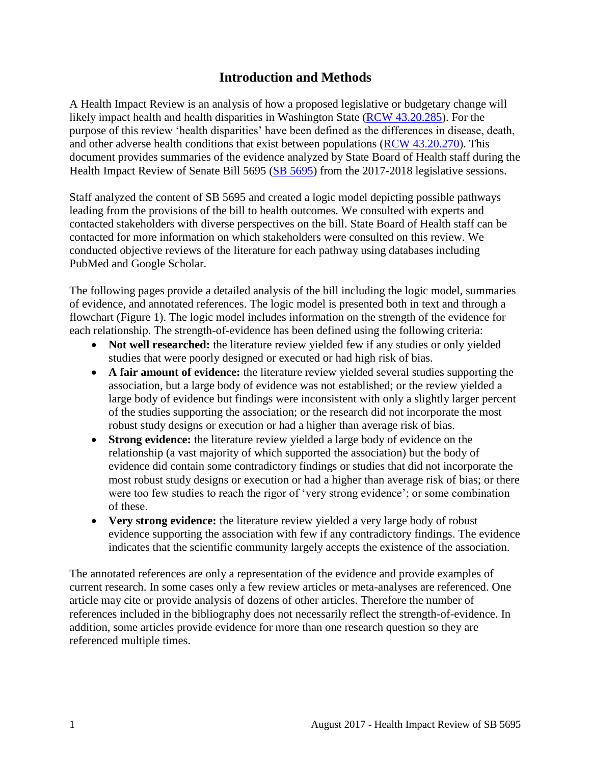# Introduction and Methods

A Health Impact Review is an analysis of how a proposed legislative or budgetary change will likely impact health and health disparities in Washington State ([RCW 43.20.285](RCW 43.20.285)). For the purpose of this review 'health disparities' have been defined as the differences in disease, death, and other adverse health conditions that exist between populations ([RCW 43.20.270](RCW 43.20.270)). This document provides summaries of the evidence analyzed by State Board of Health staff during the Health Impact Review of Senate Bill 5695 ([SB 5695](SB 5695)) from the 2017-2018 legislative sessions.

Staff analyzed the content of SB 5695 and created a logic model depicting possible pathways leading from the provisions of the bill to health outcomes. We consulted with experts and contacted stakeholders with diverse perspectives on the bill. State Board of Health staff can be contacted for more information on which stakeholders were consulted on this review. We conducted objective reviews of the literature for each pathway using databases including PubMed and Google Scholar.

The following pages provide a detailed analysis of the bill including the logic model, summaries of evidence, and annotated references. The logic model is presented both in text and through a flowchart (Figure 1). The logic model includes information on the strength of the evidence for each relationship. The strength-of-evidence has been defined using the following criteria:

- **Not well researched:** the literature review yielded few if any studies or only yielded studies that were poorly designed or executed or had high risk of bias.
- **A fair amount of evidence:** the literature review yielded several studies supporting the association, but a large body of evidence was not established; or the review yielded a large body of evidence but findings were inconsistent with only a slightly larger percent of the studies supporting the association; or the research did not incorporate the most robust study designs or execution or had a higher than average risk of bias.
- **Strong evidence:** the literature review yielded a large body of evidence on the relationship (a vast majority of which supported the association) but the body of evidence did contain some contradictory findings or studies that did not incorporate the most robust study designs or execution or had a higher than average risk of bias; or there were too few studies to reach the rigor of 'very strong evidence'; or some combination of these.
- **Very strong evidence:** the literature review yielded a very large body of robust evidence supporting the association with few if any contradictory findings. The evidence indicates that the scientific community largely accepts the existence of the association.

The annotated references are only a representation of the evidence and provide examples of current research. In some cases only a few review articles or meta-analyses are referenced. One article may cite or provide analysis of dozens of other articles. Therefore the number of references included in the bibliography does not necessarily reflect the strength-of-evidence. In addition, some articles provide evidence for more than one research question so they are referenced multiple times.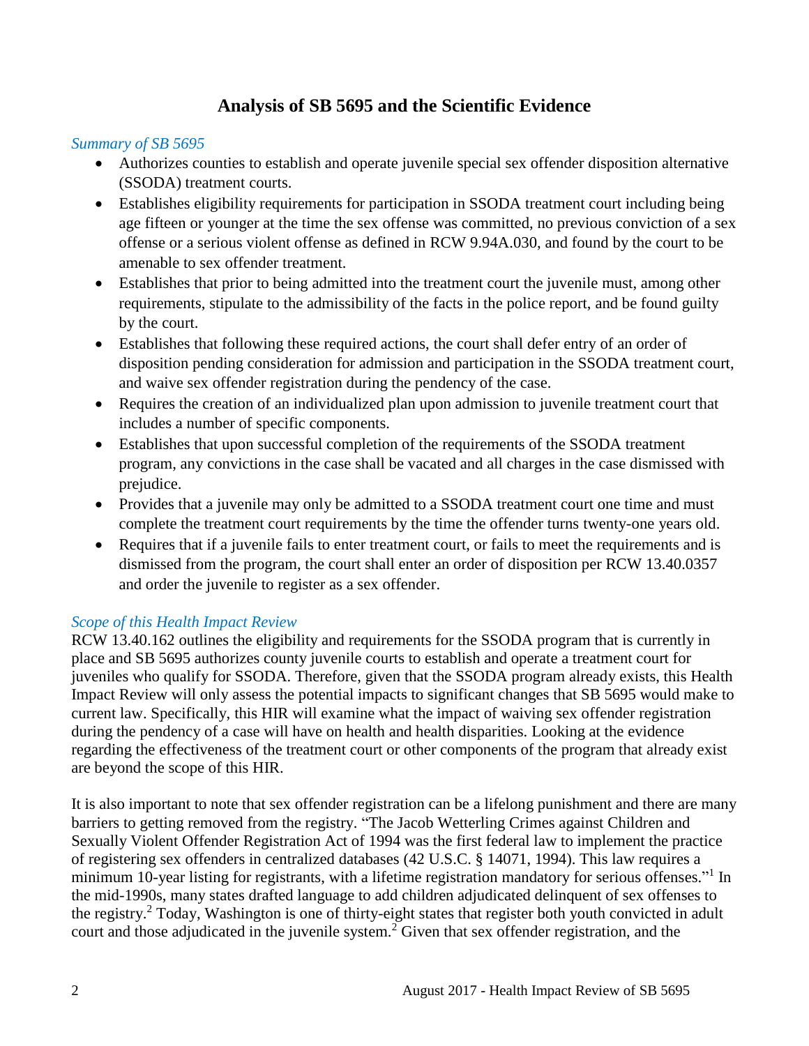## Analysis of SB 5695 and the Scientific Evidence

*Summary of SB 5695*

- Authorizes counties to establish and operate juvenile special sex offender disposition alternative (SSODA) treatment courts.
- Establishes eligibility requirements for participation in SSODA treatment court including being age fifteen or younger at the time the sex offense was committed, no previous conviction of a sex offense or a serious violent offense as defined in RCW 9.94A.030, and found by the court to be amenable to sex offender treatment.
- Establishes that prior to being admitted into the treatment court the juvenile must, among other requirements, stipulate to the admissibility of the facts in the police report, and be found guilty by the court.
- Establishes that following these required actions, the court shall defer entry of an order of disposition pending consideration for admission and participation in the SSODA treatment court, and waive sex offender registration during the pendency of the case.
- Requires the creation of an individualized plan upon admission to juvenile treatment court that includes a number of specific components.
- Establishes that upon successful completion of the requirements of the SSODA treatment program, any convictions in the case shall be vacated and all charges in the case dismissed with prejudice.
- Provides that a juvenile may only be admitted to a SSODA treatment court one time and must complete the treatment court requirements by the time the offender turns twenty-one years old.
- Requires that if a juvenile fails to enter treatment court, or fails to meet the requirements and is dismissed from the program, the court shall enter an order of disposition per RCW 13.40.0357 and order the juvenile to register as a sex offender.

*Scope of this Health Impact Review*

RCW 13.40.162 outlines the eligibility and requirements for the SSODA program that is currently in place and SB 5695 authorizes county juvenile courts to establish and operate a treatment court for juveniles who qualify for SSODA. Therefore, given that the SSODA program already exists, this Health Impact Review will only assess the potential impacts to significant changes that SB 5695 would make to current law. Specifically, this HIR will examine what the impact of waiving sex offender registration during the pendency of a case will have on health and health disparities. Looking at the evidence regarding the effectiveness of the treatment court or other components of the program that already exist are beyond the scope of this HIR.

It is also important to note that sex offender registration can be a lifelong punishment and there are many barriers to getting removed from the registry. "The Jacob Wetterling Crimes against Children and Sexually Violent Offender Registration Act of 1994 was the first federal law to implement the practice of registering sex offenders in centralized databases (42 U.S.C. § 14071, 1994). This law requires a minimum 10-year listing for registrants, with a lifetime registration mandatory for serious offenses."[1] In the mid-1990s, many states drafted language to add children adjudicated delinquent of sex offenses to the registry.[2] Today, Washington is one of thirty-eight states that register both youth convicted in adult court and those adjudicated in the juvenile system.[2] Given that sex offender registration, and the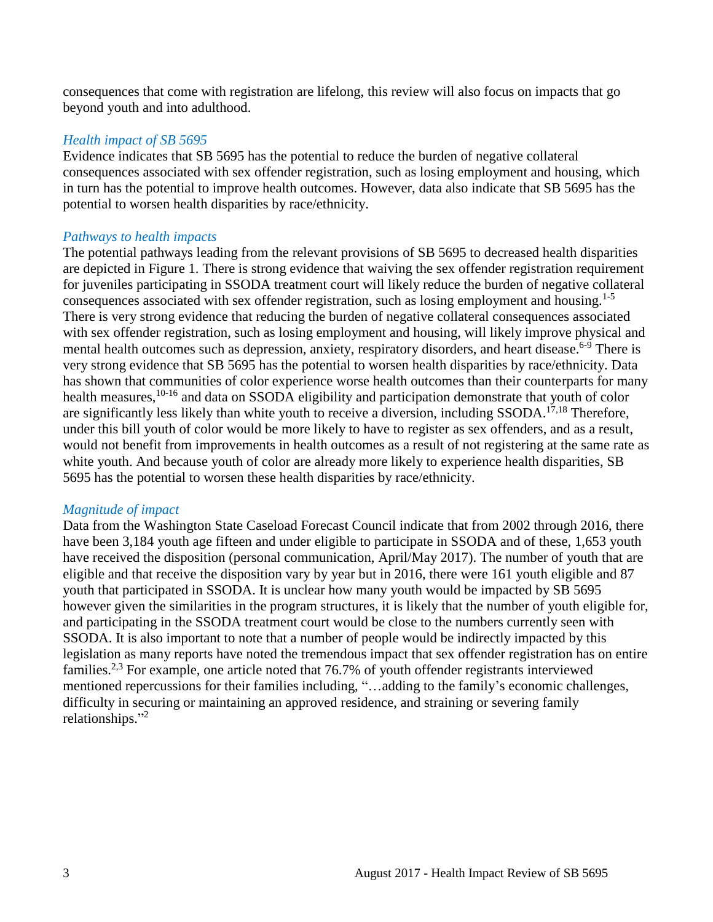consequences that come with registration are lifelong, this review will also focus on impacts that go beyond youth and into adulthood.

### *Health impact of SB 5695*

Evidence indicates that SB 5695 has the potential to reduce the burden of negative collateral consequences associated with sex offender registration, such as losing employment and housing, which in turn has the potential to improve health outcomes. However, data also indicate that SB 5695 has the potential to worsen health disparities by race/ethnicity.

### *Pathways to health impacts*

The potential pathways leading from the relevant provisions of SB 5695 to decreased health disparities are depicted in Figure 1. There is strong evidence that waiving the sex offender registration requirement for juveniles participating in SSODA treatment court will likely reduce the burden of negative collateral consequences associated with sex offender registration, such as losing employment and housing.[1-5] There is very strong evidence that reducing the burden of negative collateral consequences associated with sex offender registration, such as losing employment and housing, will likely improve physical and mental health outcomes such as depression, anxiety, respiratory disorders, and heart disease.[6-9] There is very strong evidence that SB 5695 has the potential to worsen health disparities by race/ethnicity. Data has shown that communities of color experience worse health outcomes than their counterparts for many health measures,[10-16] and data on SSODA eligibility and participation demonstrate that youth of color are significantly less likely than white youth to receive a diversion, including SSODA.[17,18] Therefore, under this bill youth of color would be more likely to have to register as sex offenders, and as a result, would not benefit from improvements in health outcomes as a result of not registering at the same rate as white youth. And because youth of color are already more likely to experience health disparities, SB 5695 has the potential to worsen these health disparities by race/ethnicity.

### *Magnitude of impact*

Data from the Washington State Caseload Forecast Council indicate that from 2002 through 2016, there have been 3,184 youth age fifteen and under eligible to participate in SSODA and of these, 1,653 youth have received the disposition (personal communication, April/May 2017). The number of youth that are eligible and that receive the disposition vary by year but in 2016, there were 161 youth eligible and 87 youth that participated in SSODA. It is unclear how many youth would be impacted by SB 5695 however given the similarities in the program structures, it is likely that the number of youth eligible for, and participating in the SSODA treatment court would be close to the numbers currently seen with SSODA. It is also important to note that a number of people would be indirectly impacted by this legislation as many reports have noted the tremendous impact that sex offender registration has on entire families.[2,3] For example, one article noted that 76.7% of youth offender registrants interviewed mentioned repercussions for their families including, "…adding to the family's economic challenges, difficulty in securing or maintaining an approved residence, and straining or severing family relationships."[2]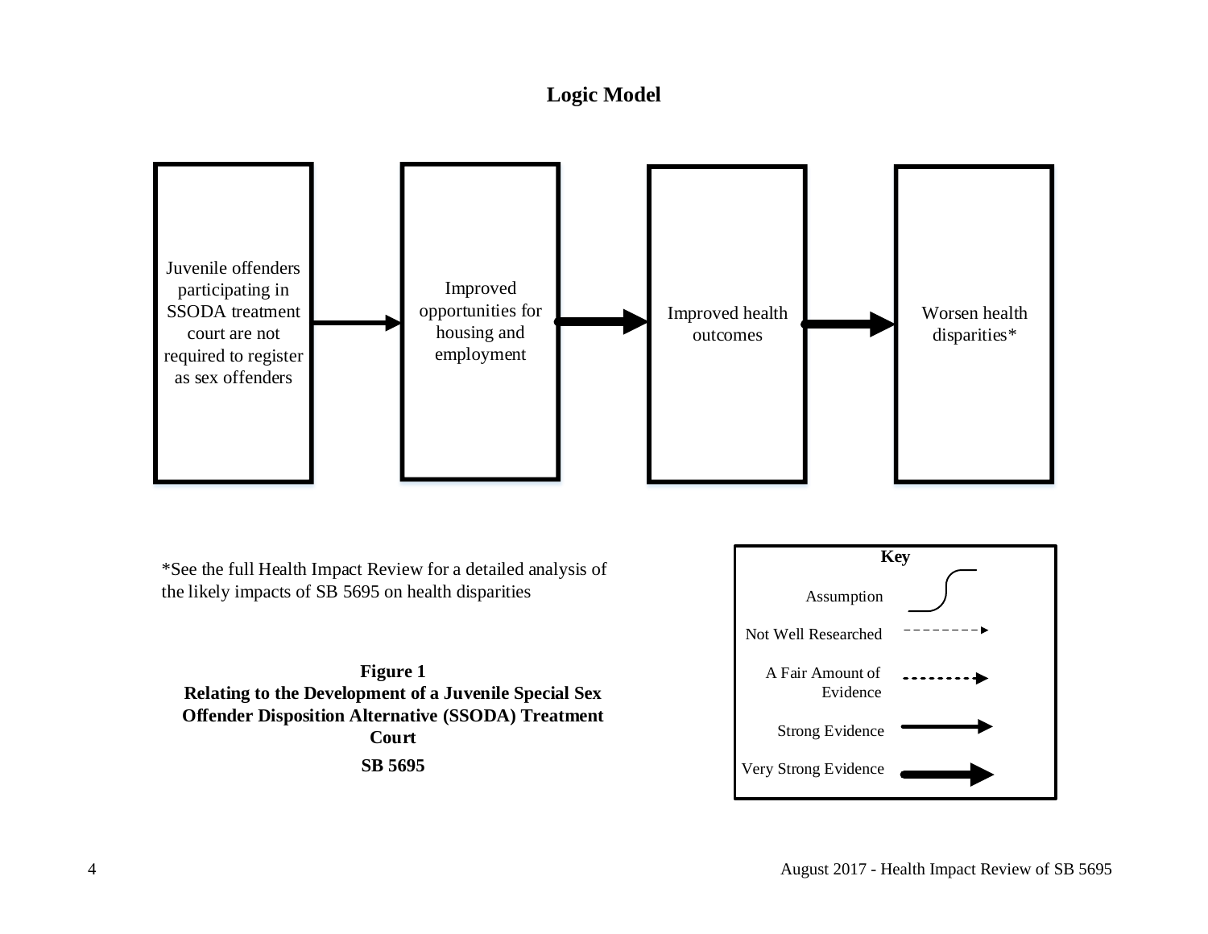## Logic Model

Juvenile offenders participating in SSODA treatment court are not required to register as sex offenders → Improved opportunities for housing and employment → Improved health outcomes → Worsen health disparities*

**Key**

- Assumption
- Not Well Researched
- A Fair Amount of Evidence
- Strong Evidence
- Very Strong Evidence

*See the full Health Impact Review for a detailed analysis of the likely impacts of SB 5695 on health disparities

**Figure 1**
**Relating to the Development of a Juvenile Special Sex Offender Disposition Alternative (SSODA) Treatment Court**
**SB 5695**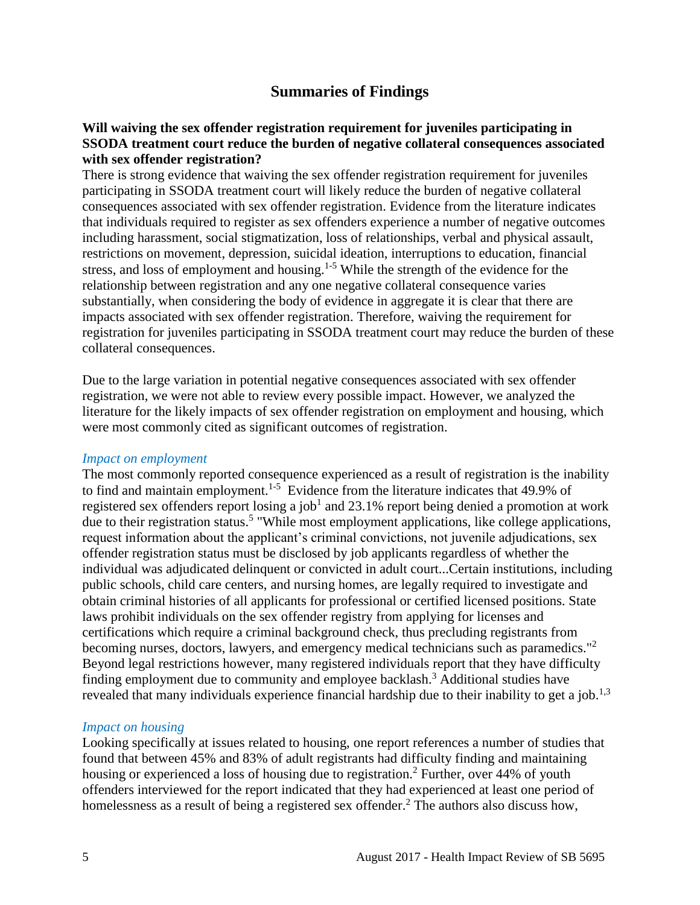## Summaries of Findings

**Will waiving the sex offender registration requirement for juveniles participating in SSODA treatment court reduce the burden of negative collateral consequences associated with sex offender registration?**

There is strong evidence that waiving the sex offender registration requirement for juveniles participating in SSODA treatment court will likely reduce the burden of negative collateral consequences associated with sex offender registration. Evidence from the literature indicates that individuals required to register as sex offenders experience a number of negative outcomes including harassment, social stigmatization, loss of relationships, verbal and physical assault, restrictions on movement, depression, suicidal ideation, interruptions to education, financial stress, and loss of employment and housing.[1-5] While the strength of the evidence for the relationship between registration and any one negative collateral consequence varies substantially, when considering the body of evidence in aggregate it is clear that there are impacts associated with sex offender registration. Therefore, waiving the requirement for registration for juveniles participating in SSODA treatment court may reduce the burden of these collateral consequences.

Due to the large variation in potential negative consequences associated with sex offender registration, we were not able to review every possible impact. However, we analyzed the literature for the likely impacts of sex offender registration on employment and housing, which were most commonly cited as significant outcomes of registration.

*Impact on employment*

The most commonly reported consequence experienced as a result of registration is the inability to find and maintain employment.[1-5] Evidence from the literature indicates that 49.9% of registered sex offenders report losing a job[1] and 23.1% report being denied a promotion at work due to their registration status.[5] "While most employment applications, like college applications, request information about the applicant's criminal convictions, not juvenile adjudications, sex offender registration status must be disclosed by job applicants regardless of whether the individual was adjudicated delinquent or convicted in adult court...Certain institutions, including public schools, child care centers, and nursing homes, are legally required to investigate and obtain criminal histories of all applicants for professional or certified licensed positions. State laws prohibit individuals on the sex offender registry from applying for licenses and certifications which require a criminal background check, thus precluding registrants from becoming nurses, doctors, lawyers, and emergency medical technicians such as paramedics."[2] Beyond legal restrictions however, many registered individuals report that they have difficulty finding employment due to community and employee backlash.[3] Additional studies have revealed that many individuals experience financial hardship due to their inability to get a job.[1,3]

*Impact on housing*

Looking specifically at issues related to housing, one report references a number of studies that found that between 45% and 83% of adult registrants had difficulty finding and maintaining housing or experienced a loss of housing due to registration.[2] Further, over 44% of youth offenders interviewed for the report indicated that they had experienced at least one period of homelessness as a result of being a registered sex offender.[2] The authors also discuss how,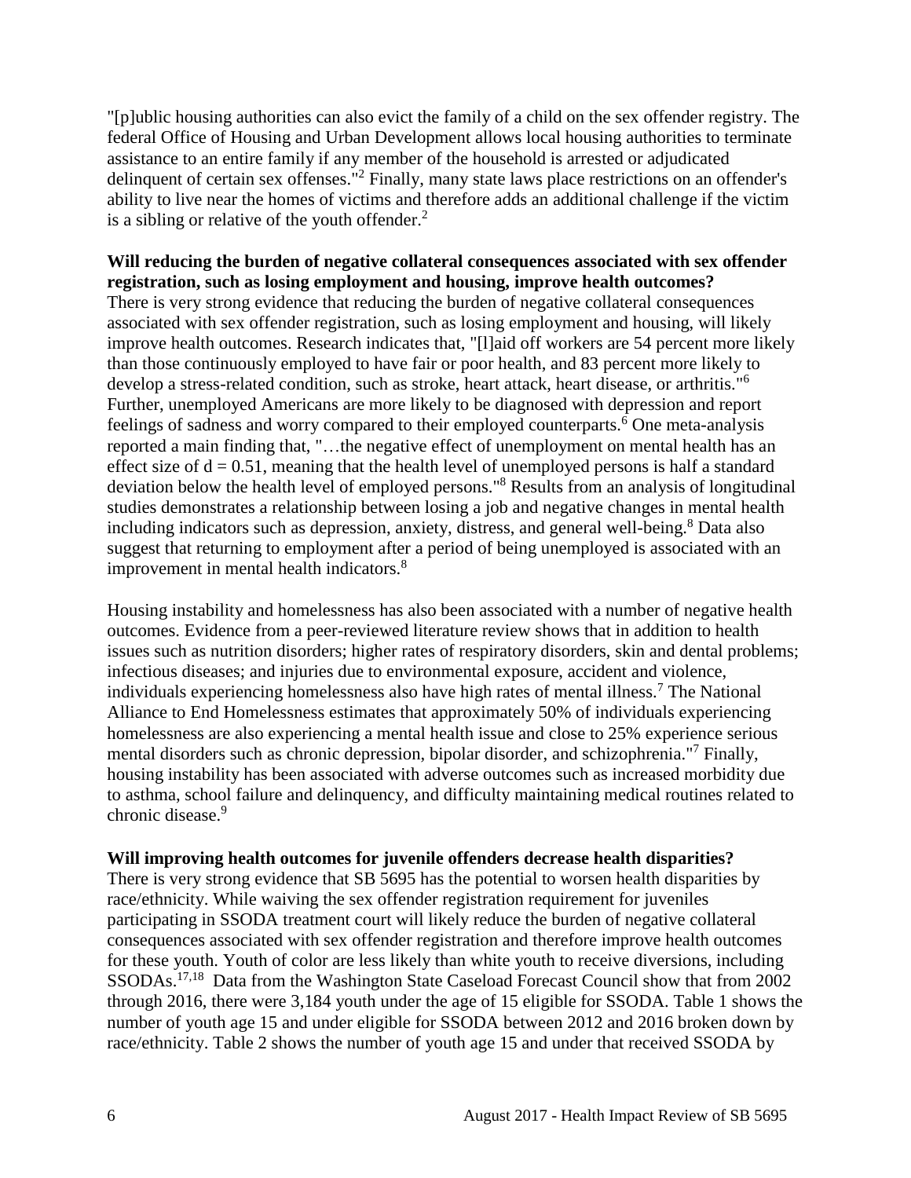"[p]ublic housing authorities can also evict the family of a child on the sex offender registry. The federal Office of Housing and Urban Development allows local housing authorities to terminate assistance to an entire family if any member of the household is arrested or adjudicated delinquent of certain sex offenses."[2] Finally, many state laws place restrictions on an offender's ability to live near the homes of victims and therefore adds an additional challenge if the victim is a sibling or relative of the youth offender.[2]

**Will reducing the burden of negative collateral consequences associated with sex offender registration, such as losing employment and housing, improve health outcomes?**

There is very strong evidence that reducing the burden of negative collateral consequences associated with sex offender registration, such as losing employment and housing, will likely improve health outcomes. Research indicates that, "[l]aid off workers are 54 percent more likely than those continuously employed to have fair or poor health, and 83 percent more likely to develop a stress-related condition, such as stroke, heart attack, heart disease, or arthritis."[6] Further, unemployed Americans are more likely to be diagnosed with depression and report feelings of sadness and worry compared to their employed counterparts.[6] One meta-analysis reported a main finding that, "…the negative effect of unemployment on mental health has an effect size of $d = 0.51$, meaning that the health level of unemployed persons is half a standard deviation below the health level of employed persons."[8] Results from an analysis of longitudinal studies demonstrates a relationship between losing a job and negative changes in mental health including indicators such as depression, anxiety, distress, and general well-being.[8] Data also suggest that returning to employment after a period of being unemployed is associated with an improvement in mental health indicators.[8]

Housing instability and homelessness has also been associated with a number of negative health outcomes. Evidence from a peer-reviewed literature review shows that in addition to health issues such as nutrition disorders; higher rates of respiratory disorders, skin and dental problems; infectious diseases; and injuries due to environmental exposure, accident and violence, individuals experiencing homelessness also have high rates of mental illness.[7] The National Alliance to End Homelessness estimates that approximately 50% of individuals experiencing homelessness are also experiencing a mental health issue and close to 25% experience serious mental disorders such as chronic depression, bipolar disorder, and schizophrenia."[7] Finally, housing instability has been associated with adverse outcomes such as increased morbidity due to asthma, school failure and delinquency, and difficulty maintaining medical routines related to chronic disease.[9]

**Will improving health outcomes for juvenile offenders decrease health disparities?**

There is very strong evidence that SB 5695 has the potential to worsen health disparities by race/ethnicity. While waiving the sex offender registration requirement for juveniles participating in SSODA treatment court will likely reduce the burden of negative collateral consequences associated with sex offender registration and therefore improve health outcomes for these youth. Youth of color are less likely than white youth to receive diversions, including SSODAs.[17,18] Data from the Washington State Caseload Forecast Council show that from 2002 through 2016, there were 3,184 youth under the age of 15 eligible for SSODA. Table 1 shows the number of youth age 15 and under eligible for SSODA between 2012 and 2016 broken down by race/ethnicity. Table 2 shows the number of youth age 15 and under that received SSODA by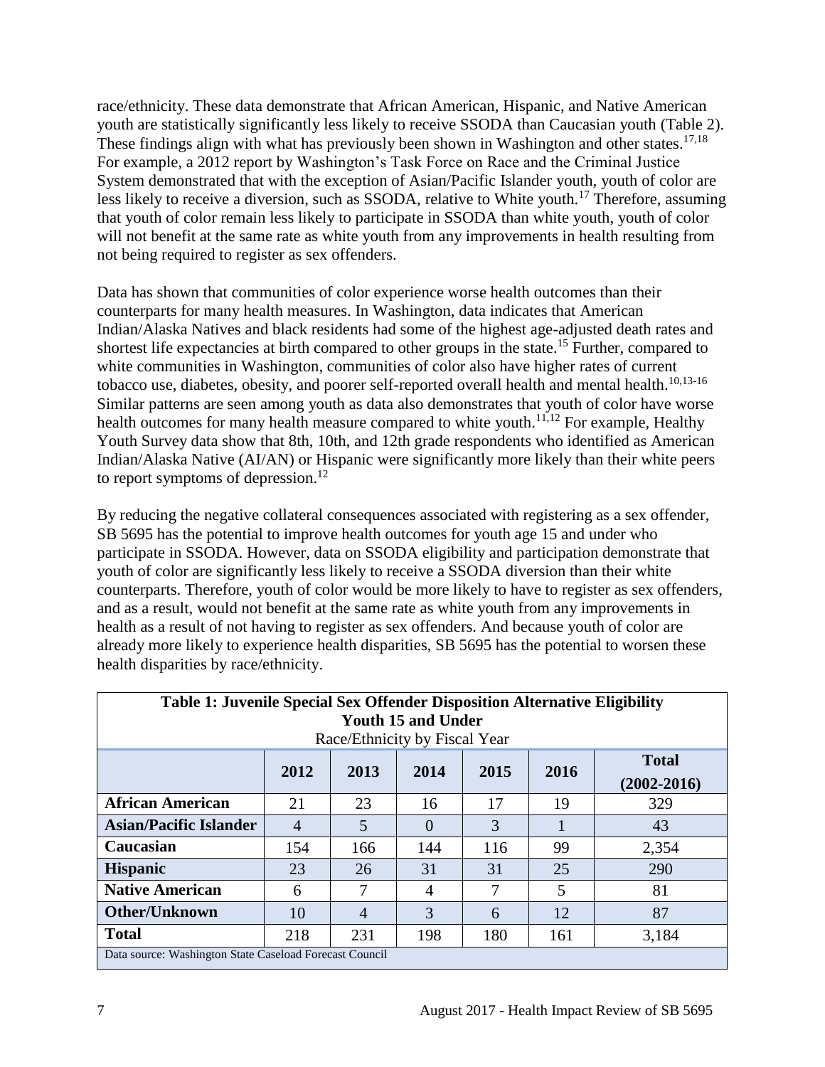race/ethnicity. These data demonstrate that African American, Hispanic, and Native American youth are statistically significantly less likely to receive SSODA than Caucasian youth (Table 2). These findings align with what has previously been shown in Washington and other states.[17,18] For example, a 2012 report by Washington's Task Force on Race and the Criminal Justice System demonstrated that with the exception of Asian/Pacific Islander youth, youth of color are less likely to receive a diversion, such as SSODA, relative to White youth.[17] Therefore, assuming that youth of color remain less likely to participate in SSODA than white youth, youth of color will not benefit at the same rate as white youth from any improvements in health resulting from not being required to register as sex offenders.

Data has shown that communities of color experience worse health outcomes than their counterparts for many health measures. In Washington, data indicates that American Indian/Alaska Natives and black residents had some of the highest age-adjusted death rates and shortest life expectancies at birth compared to other groups in the state.[15] Further, compared to white communities in Washington, communities of color also have higher rates of current tobacco use, diabetes, obesity, and poorer self-reported overall health and mental health.[10,13-16] Similar patterns are seen among youth as data also demonstrates that youth of color have worse health outcomes for many health measure compared to white youth.[11,12] For example, Healthy Youth Survey data show that 8th, 10th, and 12th grade respondents who identified as American Indian/Alaska Native (AI/AN) or Hispanic were significantly more likely than their white peers to report symptoms of depression.[12]

By reducing the negative collateral consequences associated with registering as a sex offender, SB 5695 has the potential to improve health outcomes for youth age 15 and under who participate in SSODA. However, data on SSODA eligibility and participation demonstrate that youth of color are significantly less likely to receive a SSODA diversion than their white counterparts. Therefore, youth of color would be more likely to have to register as sex offenders, and as a result, would not benefit at the same rate as white youth from any improvements in health as a result of not having to register as sex offenders. And because youth of color are already more likely to experience health disparities, SB 5695 has the potential to worsen these health disparities by race/ethnicity.

**Table 1: Juvenile Special Sex Offender Disposition Alternative Eligibility Youth 15 and Under**
Race/Ethnicity by Fiscal Year

| | 2012 | 2013 | 2014 | 2015 | 2016 | Total (2002-2016) |
|---|---|---|---|---|---|---|
| **African American** | 21 | 23 | 16 | 17 | 19 | 329 |
| **Asian/Pacific Islander** | 4 | 5 | 0 | 3 | 1 | 43 |
| **Caucasian** | 154 | 166 | 144 | 116 | 99 | 2,354 |
| **Hispanic** | 23 | 26 | 31 | 31 | 25 | 290 |
| **Native American** | 6 | 7 | 4 | 7 | 5 | 81 |
| **Other/Unknown** | 10 | 4 | 3 | 6 | 12 | 87 |
| **Total** | 218 | 231 | 198 | 180 | 161 | 3,184 |

Data source: Washington State Caseload Forecast Council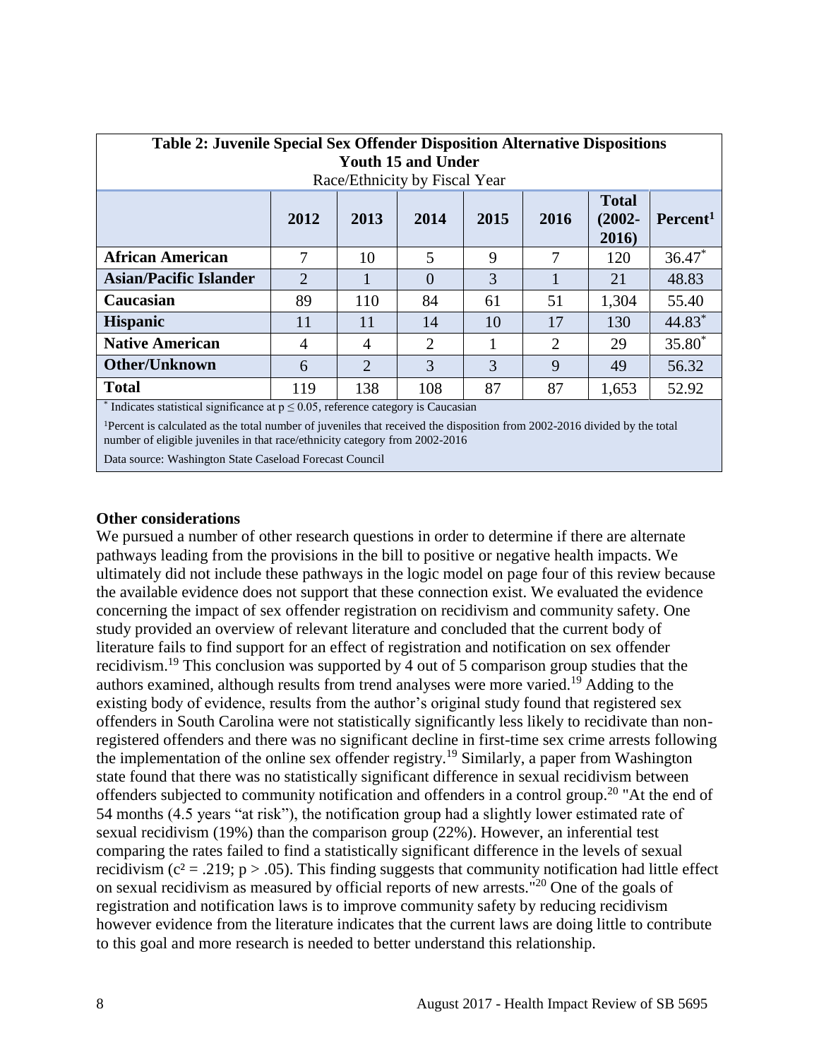| Table 2: Juvenile Special Sex Offender Disposition Alternative Dispositions Youth 15 and Under Race/Ethnicity by Fiscal Year | | | | | | | |
|---|---|---|---|---|---|---|---|
| | 2012 | 2013 | 2014 | 2015 | 2016 | Total (2002-2016) | Percent[1] |
| **African American** | 7 | 10 | 5 | 9 | 7 | 120 | 36.47* |
| **Asian/Pacific Islander** | 2 | 1 | 0 | 3 | 1 | 21 | 48.83 |
| **Caucasian** | 89 | 110 | 84 | 61 | 51 | 1,304 | 55.40 |
| **Hispanic** | 11 | 11 | 14 | 10 | 17 | 130 | 44.83* |
| **Native American** | 4 | 4 | 2 | 1 | 2 | 29 | 35.80* |
| **Other/Unknown** | 6 | 2 | 3 | 3 | 9 | 49 | 56.32 |
| **Total** | 119 | 138 | 108 | 87 | 87 | 1,653 | 52.92 |

* Indicates statistical significance at $p \leq 0.05$, reference category is Caucasian

[1]Percent is calculated as the total number of juveniles that received the disposition from 2002-2016 divided by the total number of eligible juveniles in that race/ethnicity category from 2002-2016

Data source: Washington State Caseload Forecast Council

**Other considerations**

We pursued a number of other research questions in order to determine if there are alternate pathways leading from the provisions in the bill to positive or negative health impacts. We ultimately did not include these pathways in the logic model on page four of this review because the available evidence does not support that these connection exist. We evaluated the evidence concerning the impact of sex offender registration on recidivism and community safety. One study provided an overview of relevant literature and concluded that the current body of literature fails to find support for an effect of registration and notification on sex offender recidivism.[19] This conclusion was supported by 4 out of 5 comparison group studies that the authors examined, although results from trend analyses were more varied.[19] Adding to the existing body of evidence, results from the author's original study found that registered sex offenders in South Carolina were not statistically significantly less likely to recidivate than non-registered offenders and there was no significant decline in first-time sex crime arrests following the implementation of the online sex offender registry.[19] Similarly, a paper from Washington state found that there was no statistically significant difference in sexual recidivism between offenders subjected to community notification and offenders in a control group.[20] "At the end of 54 months (4.5 years "at risk"), the notification group had a slightly lower estimated rate of sexual recidivism (19%) than the comparison group (22%). However, an inferential test comparing the rates failed to find a statistically significant difference in the levels of sexual recidivism ($c^2 = .219$; $p > .05$). This finding suggests that community notification had little effect on sexual recidivism as measured by official reports of new arrests."[20] One of the goals of registration and notification laws is to improve community safety by reducing recidivism however evidence from the literature indicates that the current laws are doing little to contribute to this goal and more research is needed to better understand this relationship.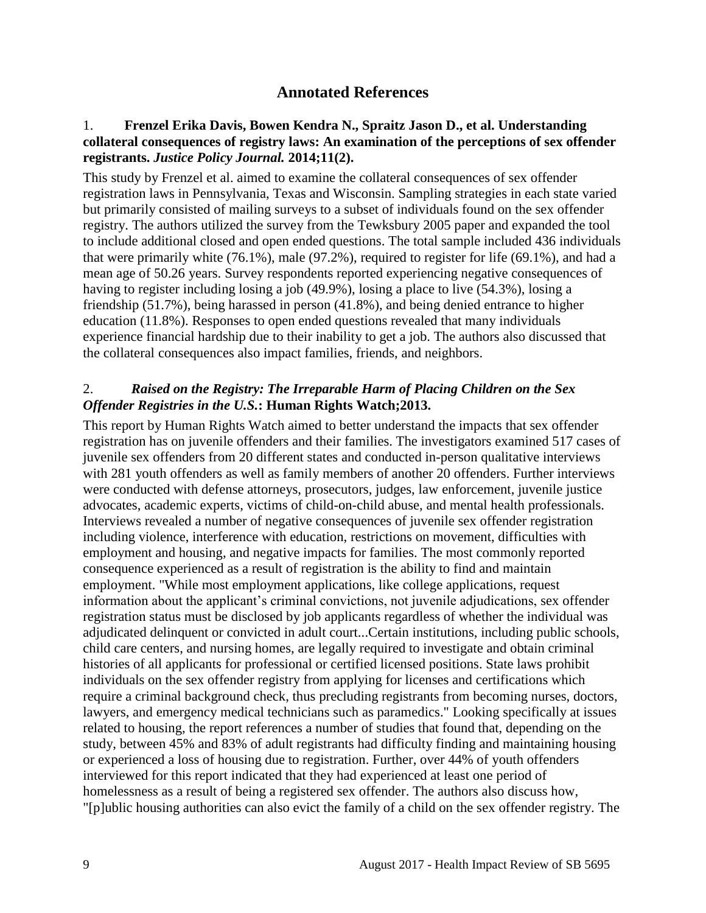## Annotated References

1. **Frenzel Erika Davis, Bowen Kendra N., Spraitz Jason D., et al. Understanding collateral consequences of registry laws: An examination of the perceptions of sex offender registrants. *Justice Policy Journal.* 2014;11(2).**

This study by Frenzel et al. aimed to examine the collateral consequences of sex offender registration laws in Pennsylvania, Texas and Wisconsin. Sampling strategies in each state varied but primarily consisted of mailing surveys to a subset of individuals found on the sex offender registry. The authors utilized the survey from the Tewksbury 2005 paper and expanded the tool to include additional closed and open ended questions. The total sample included 436 individuals that were primarily white (76.1%), male (97.2%), required to register for life (69.1%), and had a mean age of 50.26 years. Survey respondents reported experiencing negative consequences of having to register including losing a job (49.9%), losing a place to live (54.3%), losing a friendship (51.7%), being harassed in person (41.8%), and being denied entrance to higher education (11.8%). Responses to open ended questions revealed that many individuals experience financial hardship due to their inability to get a job. The authors also discussed that the collateral consequences also impact families, friends, and neighbors.

2. ***Raised on the Registry: The Irreparable Harm of Placing Children on the Sex Offender Registries in the U.S.*: Human Rights Watch;2013.**

This report by Human Rights Watch aimed to better understand the impacts that sex offender registration has on juvenile offenders and their families. The investigators examined 517 cases of juvenile sex offenders from 20 different states and conducted in-person qualitative interviews with 281 youth offenders as well as family members of another 20 offenders. Further interviews were conducted with defense attorneys, prosecutors, judges, law enforcement, juvenile justice advocates, academic experts, victims of child-on-child abuse, and mental health professionals. Interviews revealed a number of negative consequences of juvenile sex offender registration including violence, interference with education, restrictions on movement, difficulties with employment and housing, and negative impacts for families. The most commonly reported consequence experienced as a result of registration is the ability to find and maintain employment. "While most employment applications, like college applications, request information about the applicant's criminal convictions, not juvenile adjudications, sex offender registration status must be disclosed by job applicants regardless of whether the individual was adjudicated delinquent or convicted in adult court...Certain institutions, including public schools, child care centers, and nursing homes, are legally required to investigate and obtain criminal histories of all applicants for professional or certified licensed positions. State laws prohibit individuals on the sex offender registry from applying for licenses and certifications which require a criminal background check, thus precluding registrants from becoming nurses, doctors, lawyers, and emergency medical technicians such as paramedics." Looking specifically at issues related to housing, the report references a number of studies that found that, depending on the study, between 45% and 83% of adult registrants had difficulty finding and maintaining housing or experienced a loss of housing due to registration. Further, over 44% of youth offenders interviewed for this report indicated that they had experienced at least one period of homelessness as a result of being a registered sex offender. The authors also discuss how, "[p]ublic housing authorities can also evict the family of a child on the sex offender registry. The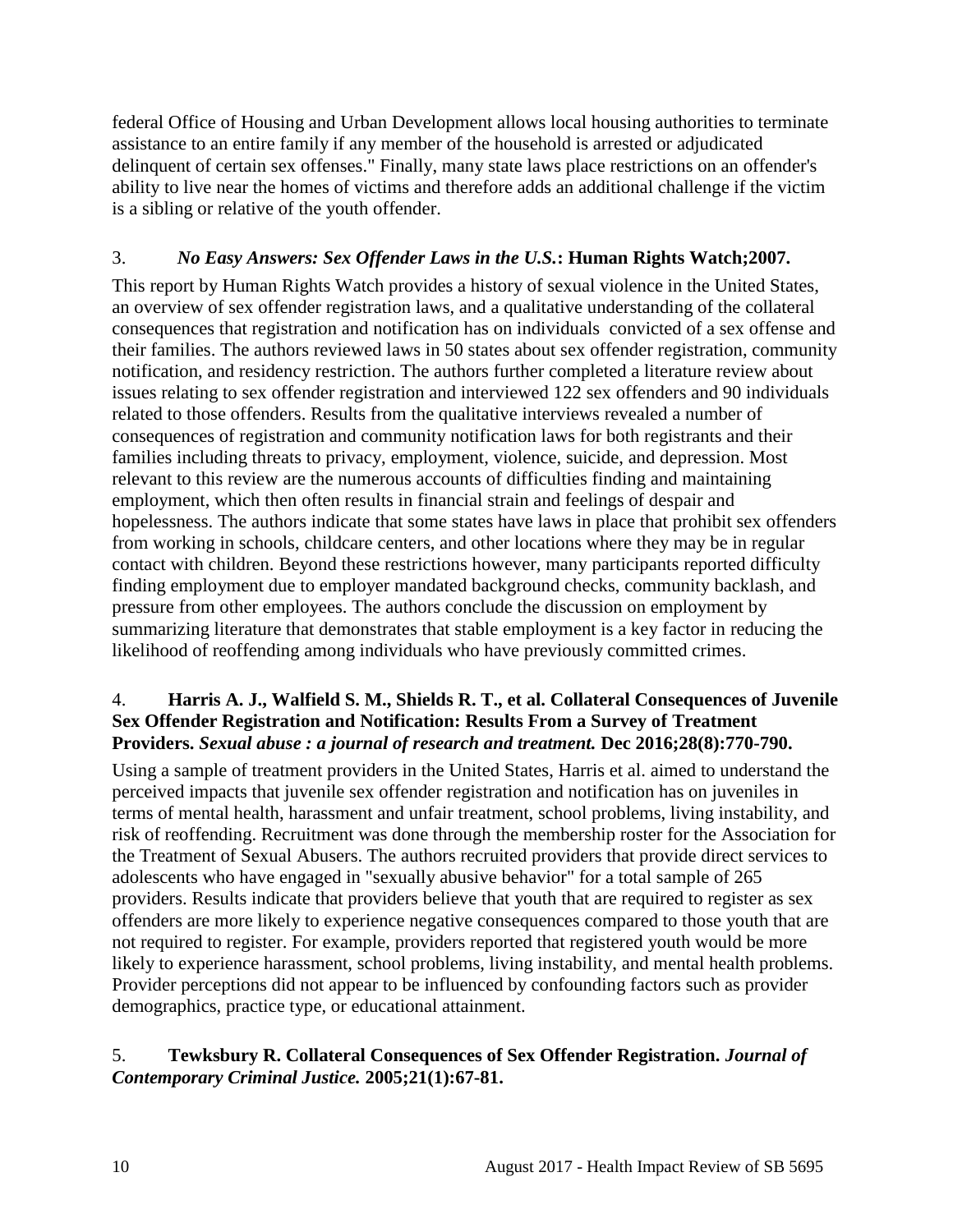federal Office of Housing and Urban Development allows local housing authorities to terminate assistance to an entire family if any member of the household is arrested or adjudicated delinquent of certain sex offenses." Finally, many state laws place restrictions on an offender's ability to live near the homes of victims and therefore adds an additional challenge if the victim is a sibling or relative of the youth offender.

3. ***No Easy Answers: Sex Offender Laws in the U.S.*: Human Rights Watch;2007.**

This report by Human Rights Watch provides a history of sexual violence in the United States, an overview of sex offender registration laws, and a qualitative understanding of the collateral consequences that registration and notification has on individuals convicted of a sex offense and their families. The authors reviewed laws in 50 states about sex offender registration, community notification, and residency restriction. The authors further completed a literature review about issues relating to sex offender registration and interviewed 122 sex offenders and 90 individuals related to those offenders. Results from the qualitative interviews revealed a number of consequences of registration and community notification laws for both registrants and their families including threats to privacy, employment, violence, suicide, and depression. Most relevant to this review are the numerous accounts of difficulties finding and maintaining employment, which then often results in financial strain and feelings of despair and hopelessness. The authors indicate that some states have laws in place that prohibit sex offenders from working in schools, childcare centers, and other locations where they may be in regular contact with children. Beyond these restrictions however, many participants reported difficulty finding employment due to employer mandated background checks, community backlash, and pressure from other employees. The authors conclude the discussion on employment by summarizing literature that demonstrates that stable employment is a key factor in reducing the likelihood of reoffending among individuals who have previously committed crimes.

4. **Harris A. J., Walfield S. M., Shields R. T., et al. Collateral Consequences of Juvenile Sex Offender Registration and Notification: Results From a Survey of Treatment Providers. *Sexual abuse : a journal of research and treatment.* Dec 2016;28(8):770-790.**

Using a sample of treatment providers in the United States, Harris et al. aimed to understand the perceived impacts that juvenile sex offender registration and notification has on juveniles in terms of mental health, harassment and unfair treatment, school problems, living instability, and risk of reoffending. Recruitment was done through the membership roster for the Association for the Treatment of Sexual Abusers. The authors recruited providers that provide direct services to adolescents who have engaged in "sexually abusive behavior" for a total sample of 265 providers. Results indicate that providers believe that youth that are required to register as sex offenders are more likely to experience negative consequences compared to those youth that are not required to register. For example, providers reported that registered youth would be more likely to experience harassment, school problems, living instability, and mental health problems. Provider perceptions did not appear to be influenced by confounding factors such as provider demographics, practice type, or educational attainment.

5. **Tewksbury R. Collateral Consequences of Sex Offender Registration. *Journal of Contemporary Criminal Justice.* 2005;21(1):67-81.**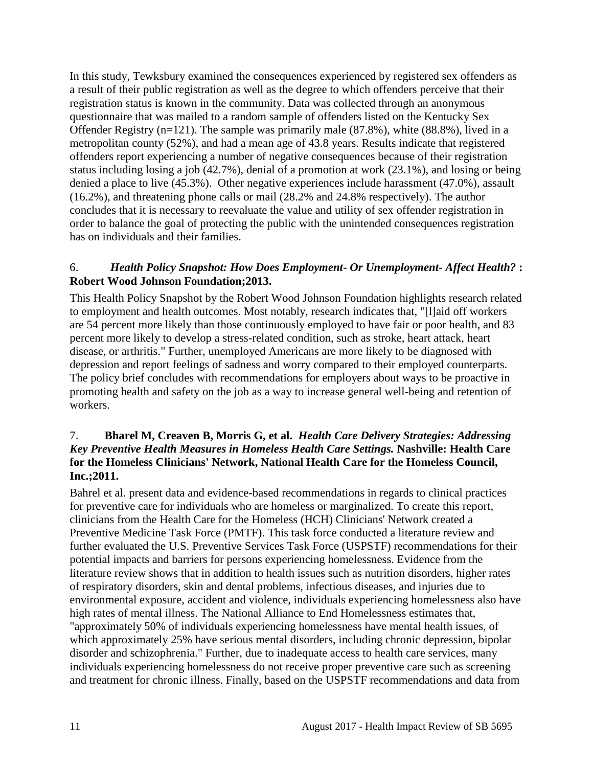In this study, Tewksbury examined the consequences experienced by registered sex offenders as a result of their public registration as well as the degree to which offenders perceive that their registration status is known in the community. Data was collected through an anonymous questionnaire that was mailed to a random sample of offenders listed on the Kentucky Sex Offender Registry (n=121). The sample was primarily male (87.8%), white (88.8%), lived in a metropolitan county (52%), and had a mean age of 43.8 years. Results indicate that registered offenders report experiencing a number of negative consequences because of their registration status including losing a job (42.7%), denial of a promotion at work (23.1%), and losing or being denied a place to live (45.3%). Other negative experiences include harassment (47.0%), assault (16.2%), and threatening phone calls or mail (28.2% and 24.8% respectively). The author concludes that it is necessary to reevaluate the value and utility of sex offender registration in order to balance the goal of protecting the public with the unintended consequences registration has on individuals and their families.

6. ***Health Policy Snapshot: How Does Employment- Or Unemployment- Affect Health?* : Robert Wood Johnson Foundation;2013.**

This Health Policy Snapshot by the Robert Wood Johnson Foundation highlights research related to employment and health outcomes. Most notably, research indicates that, "[l]aid off workers are 54 percent more likely than those continuously employed to have fair or poor health, and 83 percent more likely to develop a stress-related condition, such as stroke, heart attack, heart disease, or arthritis." Further, unemployed Americans are more likely to be diagnosed with depression and report feelings of sadness and worry compared to their employed counterparts. The policy brief concludes with recommendations for employers about ways to be proactive in promoting health and safety on the job as a way to increase general well-being and retention of workers.

7. **Bharel M, Creaven B, Morris G, et al. *Health Care Delivery Strategies: Addressing Key Preventive Health Measures in Homeless Health Care Settings.* Nashville: Health Care for the Homeless Clinicians' Network, National Health Care for the Homeless Council, Inc.;2011.**

Bahrel et al. present data and evidence-based recommendations in regards to clinical practices for preventive care for individuals who are homeless or marginalized. To create this report, clinicians from the Health Care for the Homeless (HCH) Clinicians' Network created a Preventive Medicine Task Force (PMTF). This task force conducted a literature review and further evaluated the U.S. Preventive Services Task Force (USPSTF) recommendations for their potential impacts and barriers for persons experiencing homelessness. Evidence from the literature review shows that in addition to health issues such as nutrition disorders, higher rates of respiratory disorders, skin and dental problems, infectious diseases, and injuries due to environmental exposure, accident and violence, individuals experiencing homelessness also have high rates of mental illness. The National Alliance to End Homelessness estimates that, "approximately 50% of individuals experiencing homelessness have mental health issues, of which approximately 25% have serious mental disorders, including chronic depression, bipolar disorder and schizophrenia." Further, due to inadequate access to health care services, many individuals experiencing homelessness do not receive proper preventive care such as screening and treatment for chronic illness. Finally, based on the USPSTF recommendations and data from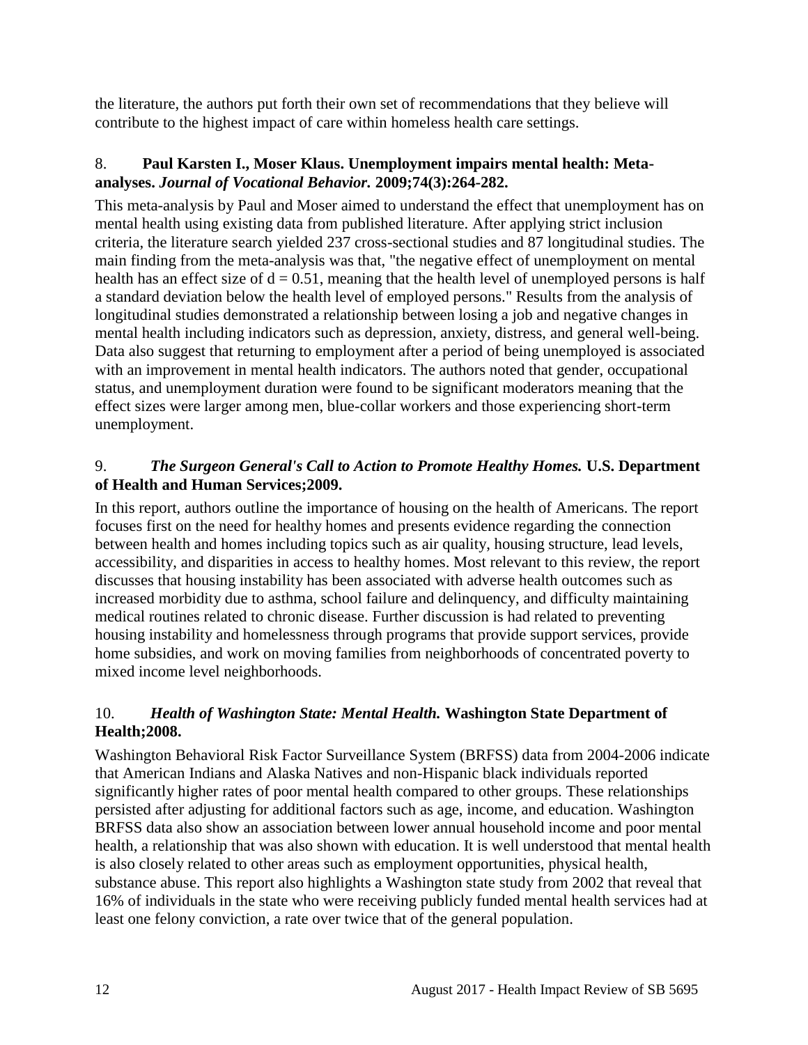the literature, the authors put forth their own set of recommendations that they believe will contribute to the highest impact of care within homeless health care settings.

8. **Paul Karsten I., Moser Klaus. Unemployment impairs mental health: Meta-analyses. *Journal of Vocational Behavior.* 2009;74(3):264-282.**

This meta-analysis by Paul and Moser aimed to understand the effect that unemployment has on mental health using existing data from published literature. After applying strict inclusion criteria, the literature search yielded 237 cross-sectional studies and 87 longitudinal studies. The main finding from the meta-analysis was that, "the negative effect of unemployment on mental health has an effect size of $d = 0.51$, meaning that the health level of unemployed persons is half a standard deviation below the health level of employed persons." Results from the analysis of longitudinal studies demonstrated a relationship between losing a job and negative changes in mental health including indicators such as depression, anxiety, distress, and general well-being. Data also suggest that returning to employment after a period of being unemployed is associated with an improvement in mental health indicators. The authors noted that gender, occupational status, and unemployment duration were found to be significant moderators meaning that the effect sizes were larger among men, blue-collar workers and those experiencing short-term unemployment.

9. ***The Surgeon General's Call to Action to Promote Healthy Homes.* U.S. Department of Health and Human Services;2009.**

In this report, authors outline the importance of housing on the health of Americans. The report focuses first on the need for healthy homes and presents evidence regarding the connection between health and homes including topics such as air quality, housing structure, lead levels, accessibility, and disparities in access to healthy homes. Most relevant to this review, the report discusses that housing instability has been associated with adverse health outcomes such as increased morbidity due to asthma, school failure and delinquency, and difficulty maintaining medical routines related to chronic disease. Further discussion is had related to preventing housing instability and homelessness through programs that provide support services, provide home subsidies, and work on moving families from neighborhoods of concentrated poverty to mixed income level neighborhoods.

10. ***Health of Washington State: Mental Health.* Washington State Department of Health;2008.**

Washington Behavioral Risk Factor Surveillance System (BRFSS) data from 2004-2006 indicate that American Indians and Alaska Natives and non-Hispanic black individuals reported significantly higher rates of poor mental health compared to other groups. These relationships persisted after adjusting for additional factors such as age, income, and education. Washington BRFSS data also show an association between lower annual household income and poor mental health, a relationship that was also shown with education. It is well understood that mental health is also closely related to other areas such as employment opportunities, physical health, substance abuse. This report also highlights a Washington state study from 2002 that reveal that 16% of individuals in the state who were receiving publicly funded mental health services had at least one felony conviction, a rate over twice that of the general population.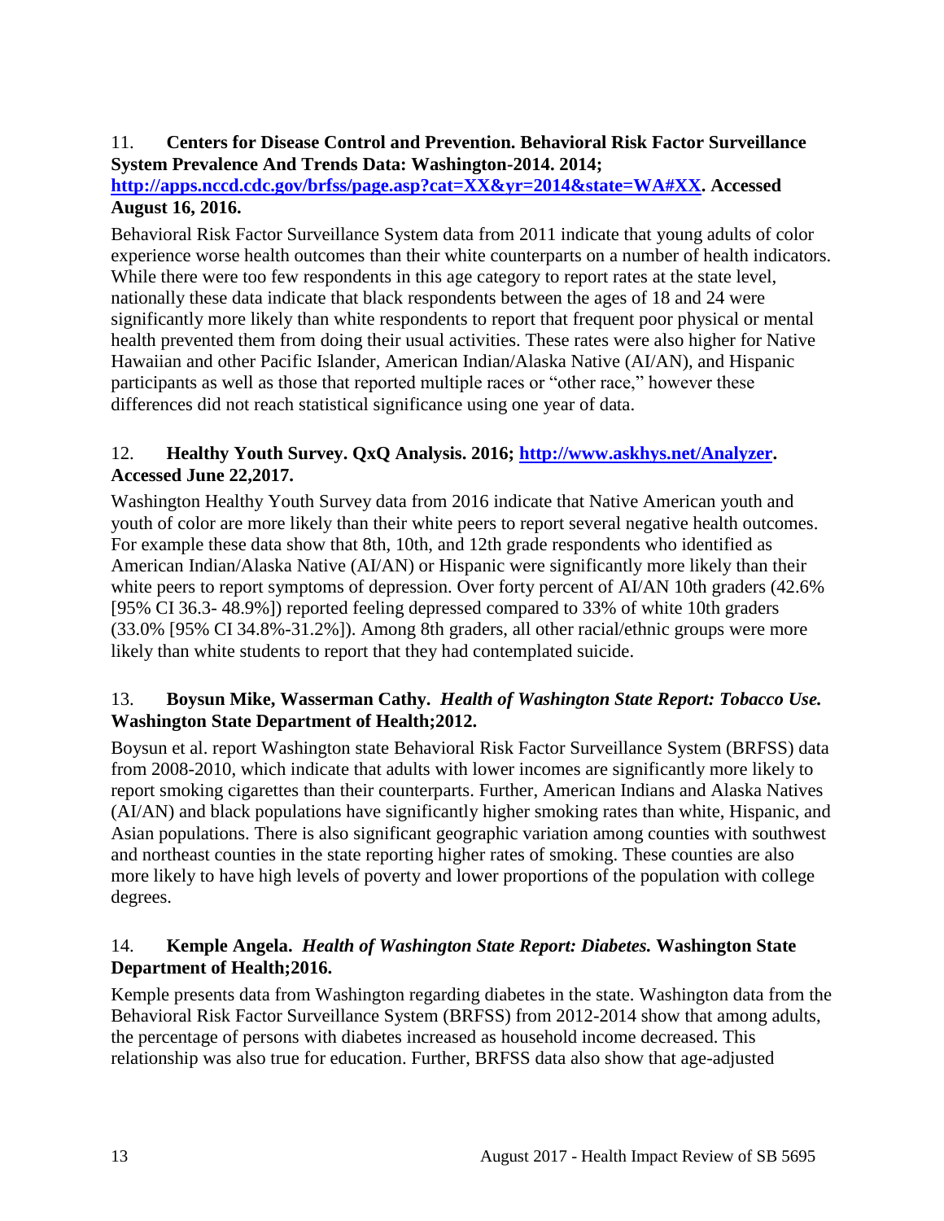11. **Centers for Disease Control and Prevention. Behavioral Risk Factor Surveillance System Prevalence And Trends Data: Washington-2014. 2014; [http://apps.nccd.cdc.gov/brfss/page.asp?cat=XX&yr=2014&state=WA#XX](http://apps.nccd.cdc.gov/brfss/page.asp?cat=XX&yr=2014&state=WA#XX). Accessed August 16, 2016.**

Behavioral Risk Factor Surveillance System data from 2011 indicate that young adults of color experience worse health outcomes than their white counterparts on a number of health indicators. While there were too few respondents in this age category to report rates at the state level, nationally these data indicate that black respondents between the ages of 18 and 24 were significantly more likely than white respondents to report that frequent poor physical or mental health prevented them from doing their usual activities. These rates were also higher for Native Hawaiian and other Pacific Islander, American Indian/Alaska Native (AI/AN), and Hispanic participants as well as those that reported multiple races or "other race," however these differences did not reach statistical significance using one year of data.

12. **Healthy Youth Survey. QxQ Analysis. 2016; [http://www.askhys.net/Analyzer](http://www.askhys.net/Analyzer). Accessed June 22,2017.**

Washington Healthy Youth Survey data from 2016 indicate that Native American youth and youth of color are more likely than their white peers to report several negative health outcomes. For example these data show that 8th, 10th, and 12th grade respondents who identified as American Indian/Alaska Native (AI/AN) or Hispanic were significantly more likely than their white peers to report symptoms of depression. Over forty percent of AI/AN 10th graders (42.6% [95% CI 36.3- 48.9%]) reported feeling depressed compared to 33% of white 10th graders (33.0% [95% CI 34.8%-31.2%]). Among 8th graders, all other racial/ethnic groups were more likely than white students to report that they had contemplated suicide.

13. **Boysun Mike, Wasserman Cathy. *Health of Washington State Report: Tobacco Use.* Washington State Department of Health;2012.**

Boysun et al. report Washington state Behavioral Risk Factor Surveillance System (BRFSS) data from 2008-2010, which indicate that adults with lower incomes are significantly more likely to report smoking cigarettes than their counterparts. Further, American Indians and Alaska Natives (AI/AN) and black populations have significantly higher smoking rates than white, Hispanic, and Asian populations. There is also significant geographic variation among counties with southwest and northeast counties in the state reporting higher rates of smoking. These counties are also more likely to have high levels of poverty and lower proportions of the population with college degrees.

14. **Kemple Angela. *Health of Washington State Report: Diabetes.* Washington State Department of Health;2016.**

Kemple presents data from Washington regarding diabetes in the state. Washington data from the Behavioral Risk Factor Surveillance System (BRFSS) from 2012-2014 show that among adults, the percentage of persons with diabetes increased as household income decreased. This relationship was also true for education. Further, BRFSS data also show that age-adjusted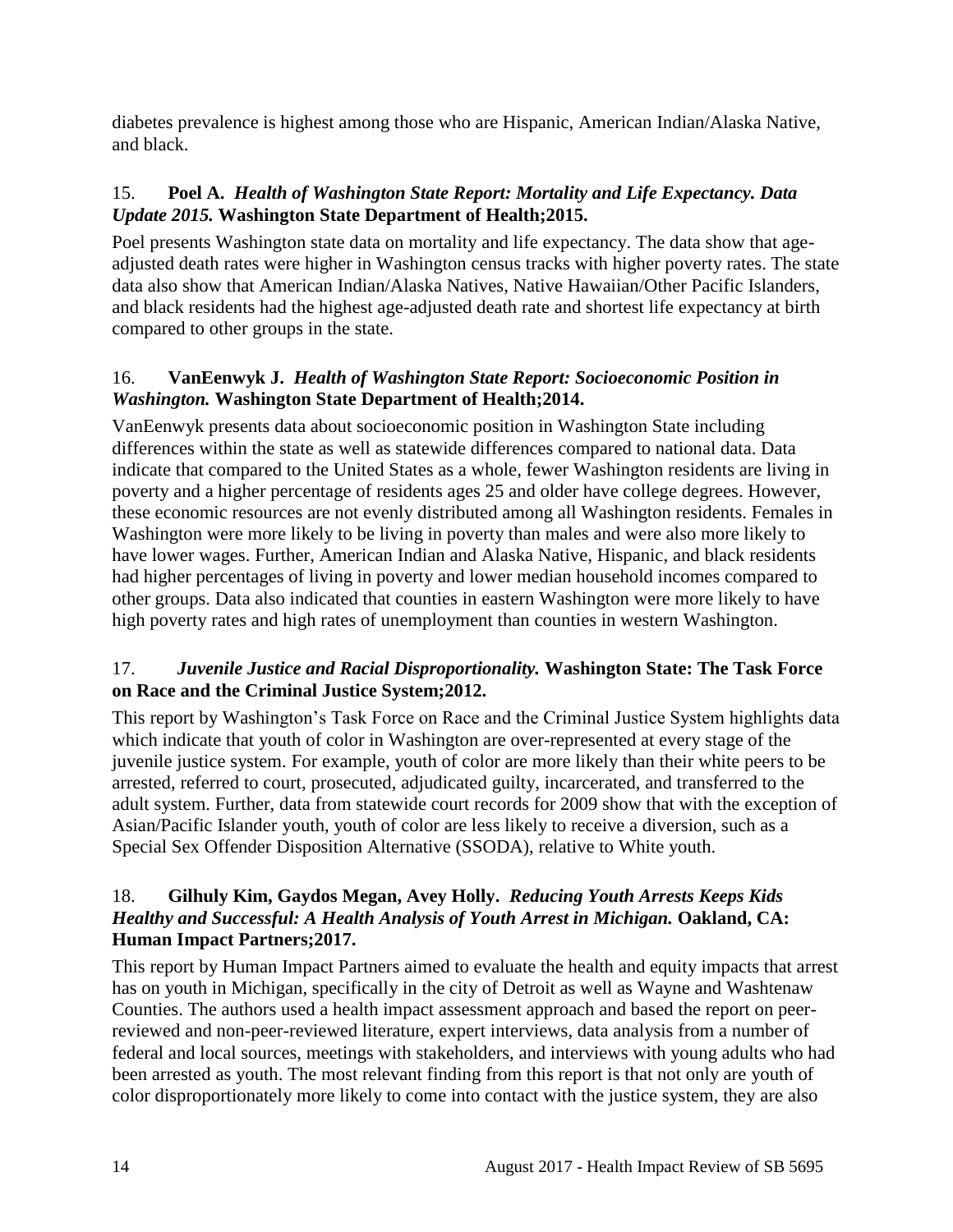diabetes prevalence is highest among those who are Hispanic, American Indian/Alaska Native, and black.

15. **Poel A.** ***Health of Washington State Report: Mortality and Life Expectancy. Data Update 2015.*** **Washington State Department of Health;2015.**

Poel presents Washington state data on mortality and life expectancy. The data show that age-adjusted death rates were higher in Washington census tracks with higher poverty rates. The state data also show that American Indian/Alaska Natives, Native Hawaiian/Other Pacific Islanders, and black residents had the highest age-adjusted death rate and shortest life expectancy at birth compared to other groups in the state.

16. **VanEenwyk J.** ***Health of Washington State Report: Socioeconomic Position in Washington.*** **Washington State Department of Health;2014.**

VanEenwyk presents data about socioeconomic position in Washington State including differences within the state as well as statewide differences compared to national data. Data indicate that compared to the United States as a whole, fewer Washington residents are living in poverty and a higher percentage of residents ages 25 and older have college degrees. However, these economic resources are not evenly distributed among all Washington residents. Females in Washington were more likely to be living in poverty than males and were also more likely to have lower wages. Further, American Indian and Alaska Native, Hispanic, and black residents had higher percentages of living in poverty and lower median household incomes compared to other groups. Data also indicated that counties in eastern Washington were more likely to have high poverty rates and high rates of unemployment than counties in western Washington.

17. ***Juvenile Justice and Racial Disproportionality.*** **Washington State: The Task Force on Race and the Criminal Justice System;2012.**

This report by Washington's Task Force on Race and the Criminal Justice System highlights data which indicate that youth of color in Washington are over-represented at every stage of the juvenile justice system. For example, youth of color are more likely than their white peers to be arrested, referred to court, prosecuted, adjudicated guilty, incarcerated, and transferred to the adult system. Further, data from statewide court records for 2009 show that with the exception of Asian/Pacific Islander youth, youth of color are less likely to receive a diversion, such as a Special Sex Offender Disposition Alternative (SSODA), relative to White youth.

18. **Gilhuly Kim, Gaydos Megan, Avey Holly.** ***Reducing Youth Arrests Keeps Kids Healthy and Successful: A Health Analysis of Youth Arrest in Michigan.*** **Oakland, CA: Human Impact Partners;2017.**

This report by Human Impact Partners aimed to evaluate the health and equity impacts that arrest has on youth in Michigan, specifically in the city of Detroit as well as Wayne and Washtenaw Counties. The authors used a health impact assessment approach and based the report on peer-reviewed and non-peer-reviewed literature, expert interviews, data analysis from a number of federal and local sources, meetings with stakeholders, and interviews with young adults who had been arrested as youth. The most relevant finding from this report is that not only are youth of color disproportionately more likely to come into contact with the justice system, they are also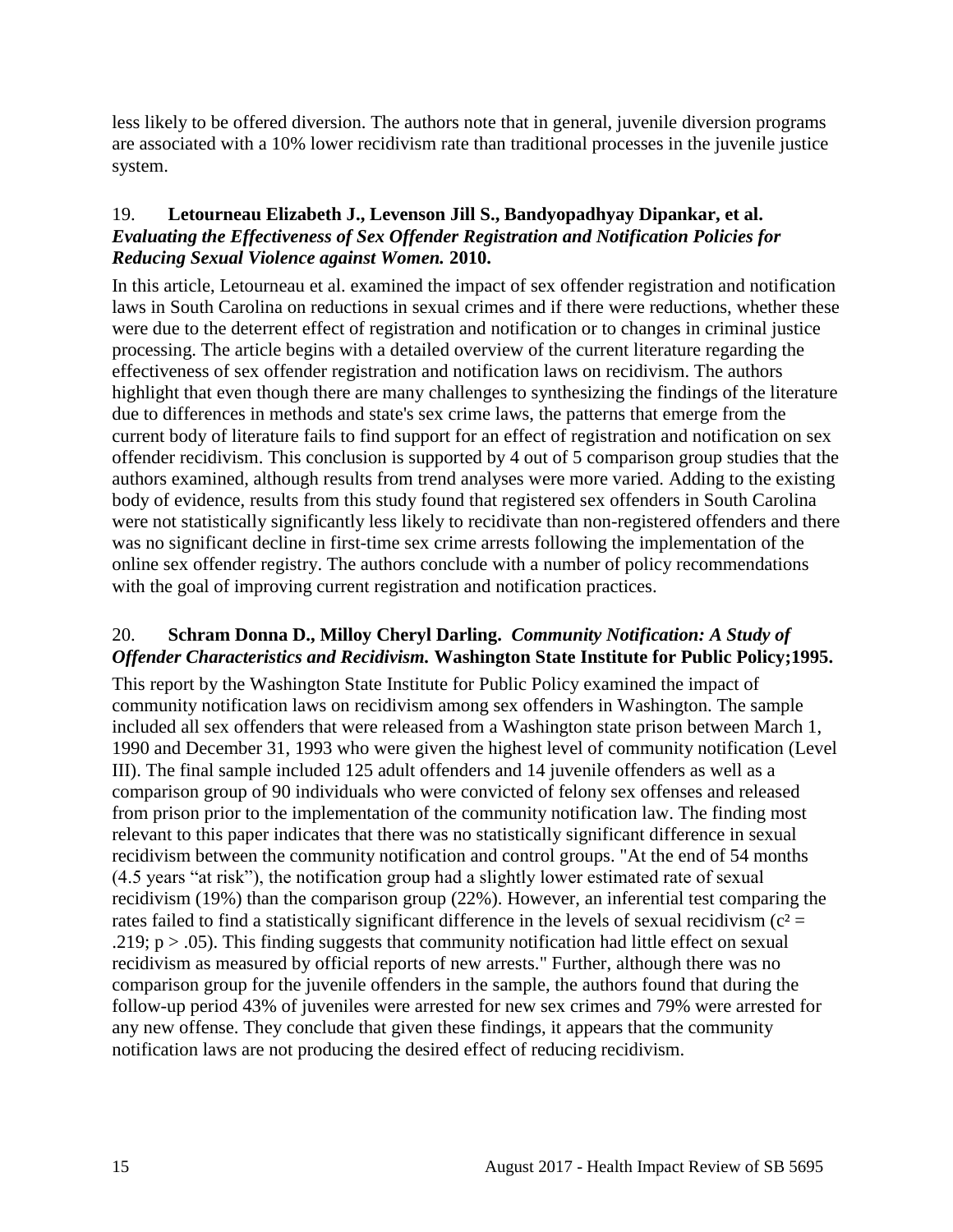less likely to be offered diversion. The authors note that in general, juvenile diversion programs are associated with a 10% lower recidivism rate than traditional processes in the juvenile justice system.

19. **Letourneau Elizabeth J., Levenson Jill S., Bandyopadhyay Dipankar, et al.** ***Evaluating the Effectiveness of Sex Offender Registration and Notification Policies for Reducing Sexual Violence against Women.*** **2010.**

In this article, Letourneau et al. examined the impact of sex offender registration and notification laws in South Carolina on reductions in sexual crimes and if there were reductions, whether these were due to the deterrent effect of registration and notification or to changes in criminal justice processing. The article begins with a detailed overview of the current literature regarding the effectiveness of sex offender registration and notification laws on recidivism. The authors highlight that even though there are many challenges to synthesizing the findings of the literature due to differences in methods and state's sex crime laws, the patterns that emerge from the current body of literature fails to find support for an effect of registration and notification on sex offender recidivism. This conclusion is supported by 4 out of 5 comparison group studies that the authors examined, although results from trend analyses were more varied. Adding to the existing body of evidence, results from this study found that registered sex offenders in South Carolina were not statistically significantly less likely to recidivate than non-registered offenders and there was no significant decline in first-time sex crime arrests following the implementation of the online sex offender registry. The authors conclude with a number of policy recommendations with the goal of improving current registration and notification practices.

20. **Schram Donna D., Milloy Cheryl Darling.** ***Community Notification: A Study of Offender Characteristics and Recidivism.*** **Washington State Institute for Public Policy;1995.**

This report by the Washington State Institute for Public Policy examined the impact of community notification laws on recidivism among sex offenders in Washington. The sample included all sex offenders that were released from a Washington state prison between March 1, 1990 and December 31, 1993 who were given the highest level of community notification (Level III). The final sample included 125 adult offenders and 14 juvenile offenders as well as a comparison group of 90 individuals who were convicted of felony sex offenses and released from prison prior to the implementation of the community notification law. The finding most relevant to this paper indicates that there was no statistically significant difference in sexual recidivism between the community notification and control groups. "At the end of 54 months (4.5 years "at risk"), the notification group had a slightly lower estimated rate of sexual recidivism (19%) than the comparison group (22%). However, an inferential test comparing the rates failed to find a statistically significant difference in the levels of sexual recidivism ($c^2 = .219$; $p > .05$). This finding suggests that community notification had little effect on sexual recidivism as measured by official reports of new arrests." Further, although there was no comparison group for the juvenile offenders in the sample, the authors found that during the follow-up period 43% of juveniles were arrested for new sex crimes and 79% were arrested for any new offense. They conclude that given these findings, it appears that the community notification laws are not producing the desired effect of reducing recidivism.